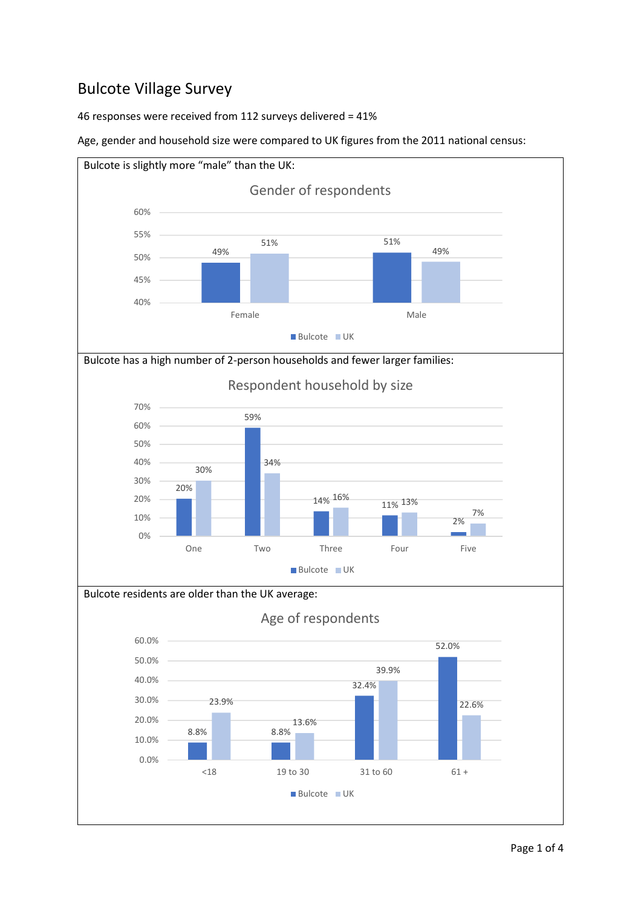# Bulcote Village Survey

46 responses were received from 112 surveys delivered = 41%

Age, gender and household size were compared to UK figures from the 2011 national census:

Bulcote is slightly more "male" than the UK:

**Gender of respondents**

| | Bulcote | UK |
|---|---|---|
| Female | 49% | 51% |
| Male | 51% | 49% |

Bulcote has a high number of 2-person households and fewer larger families:

**Respondent household by size**

| | Bulcote | UK |
|---|---|---|
| One | 20% | 30% |
| Two | 59% | 34% |
| Three | 14% | 16% |
| Four | 11% | 13% |
| Five | 2% | 7% |

Bulcote residents are older than the UK average:

**Age of respondents**

| | Bulcote | UK |
|---|---|---|
| <18 | 8.8% | 23.9% |
| 19 to 30 | 8.8% | 13.6% |
| 31 to 60 | 32.4% | 39.9% |
| 61 + | 52.0% | 22.6% |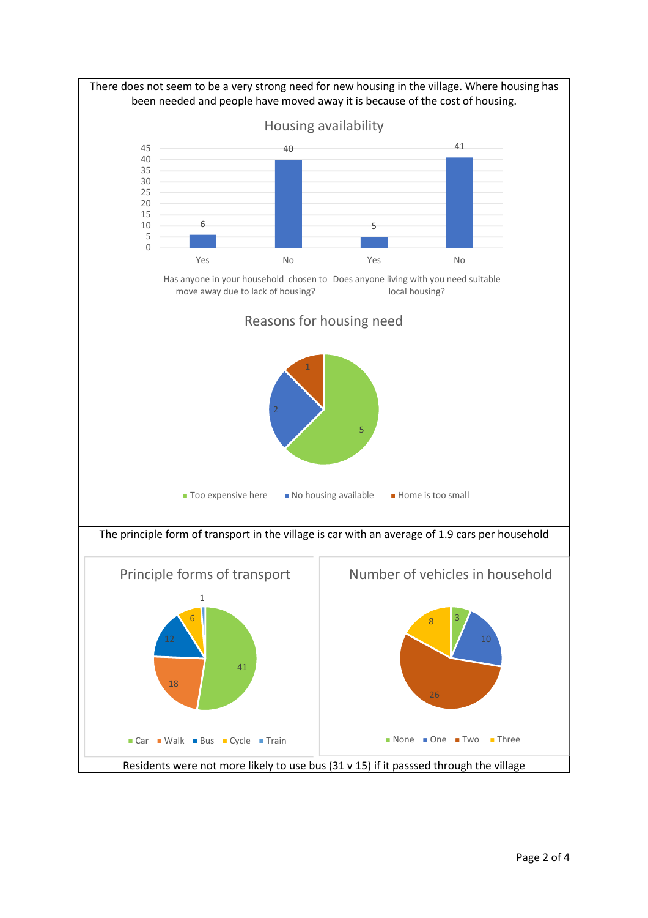There does not seem to be a very strong need for new housing in the village. Where housing has been needed and people have moved away it is because of the cost of housing.

**Housing availability**

| Question | Yes | No |
| --- | --- | --- |
| Has anyone in your household chosen to move away due to lack of housing? | 6 | 40 |
| Does anyone living with you need suitable local housing? | 5 | 41 |

**Reasons for housing need**

| Reason | Count |
| --- | --- |
| Too expensive here | 5 |
| No housing available | 2 |
| Home is too small | 1 |

The principle form of transport in the village is car with an average of 1.9 cars per household

**Principle forms of transport**

| Transport | Count |
| --- | --- |
| Car | 41 |
| Walk | 18 |
| Bus | 12 |
| Cycle | 6 |
| Train | 1 |

**Number of vehicles in household**

| Vehicles | Count |
| --- | --- |
| None | 3 |
| One | 10 |
| Two | 26 |
| Three | 8 |

Residents were not more likely to use bus (31 v 15) if it passsed through the village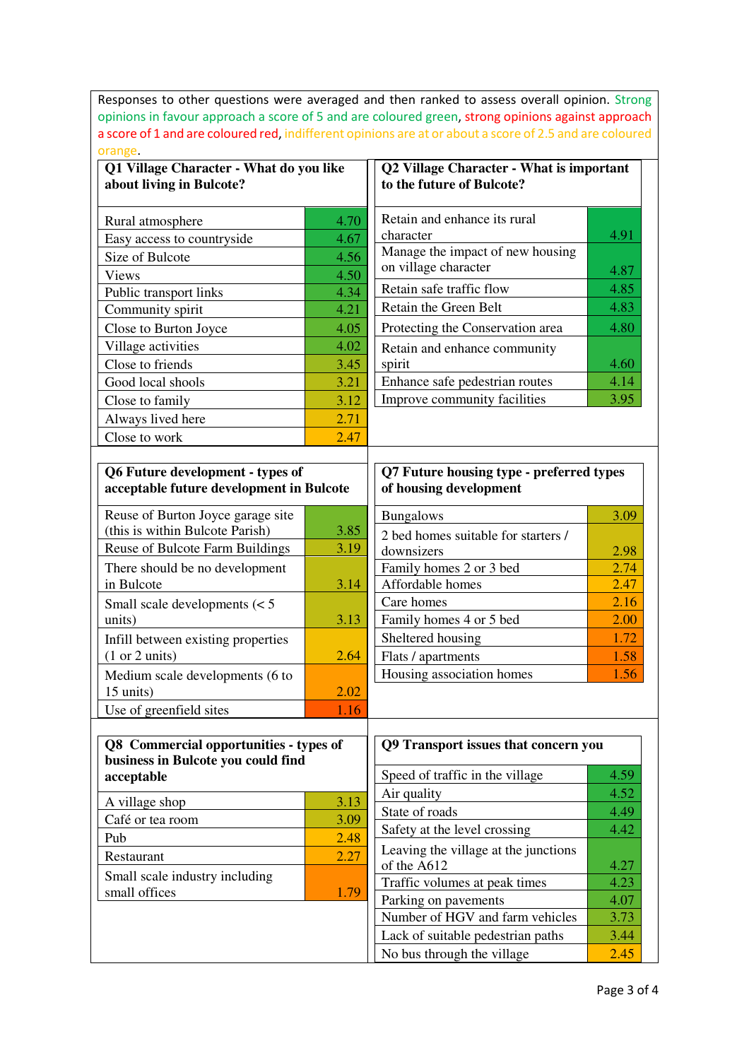Responses to other questions were averaged and then ranked to assess overall opinion. Strong opinions in favour approach a score of 5 and are coloured green, strong opinions against approach a score of 1 and are coloured red, indifferent opinions are at or about a score of 2.5 and are coloured orange.

| Q1 Village Character - What do you like about living in Bulcote? | |
|---|---|
| Rural atmosphere | 4.70 |
| Easy access to countryside | 4.67 |
| Size of Bulcote | 4.56 |
| Views | 4.50 |
| Public transport links | 4.34 |
| Community spirit | 4.21 |
| Close to Burton Joyce | 4.05 |
| Village activities | 4.02 |
| Close to friends | 3.45 |
| Good local shools | 3.21 |
| Close to family | 3.12 |
| Always lived here | 2.71 |
| Close to work | 2.47 |

| Q2 Village Character - What is important to the future of Bulcote? | |
|---|---|
| Retain and enhance its rural character | 4.91 |
| Manage the impact of new housing on village character | 4.87 |
| Retain safe traffic flow | 4.85 |
| Retain the Green Belt | 4.83 |
| Protecting the Conservation area | 4.80 |
| Retain and enhance community spirit | 4.60 |
| Enhance safe pedestrian routes | 4.14 |
| Improve community facilities | 3.95 |

| Q6 Future development - types of acceptable future development in Bulcote | |
|---|---|
| Reuse of Burton Joyce garage site (this is within Bulcote Parish) | 3.85 |
| Reuse of Bulcote Farm Buildings | 3.19 |
| There should be no development in Bulcote | 3.14 |
| Small scale developments (< 5 units) | 3.13 |
| Infill between existing properties (1 or 2 units) | 2.64 |
| Medium scale developments (6 to 15 units) | 2.02 |
| Use of greenfield sites | 1.16 |

| Q7 Future housing type - preferred types of housing development | |
|---|---|
| Bungalows | 3.09 |
| 2 bed homes suitable for starters / downsizers | 2.98 |
| Family homes 2 or 3 bed | 2.74 |
| Affordable homes | 2.47 |
| Care homes | 2.16 |
| Family homes 4 or 5 bed | 2.00 |
| Sheltered housing | 1.72 |
| Flats / apartments | 1.58 |
| Housing association homes | 1.56 |

| Q8 Commercial opportunities - types of business in Bulcote you could find acceptable | |
|---|---|
| A village shop | 3.13 |
| Café or tea room | 3.09 |
| Pub | 2.48 |
| Restaurant | 2.27 |
| Small scale industry including small offices | 1.79 |

| Q9 Transport issues that concern you | |
|---|---|
| Speed of traffic in the village | 4.59 |
| Air quality | 4.52 |
| State of roads | 4.49 |
| Safety at the level crossing | 4.42 |
| Leaving the village at the junctions of the A612 | 4.27 |
| Traffic volumes at peak times | 4.23 |
| Parking on pavements | 4.07 |
| Number of HGV and farm vehicles | 3.73 |
| Lack of suitable pedestrian paths | 3.44 |
| No bus through the village | 2.45 |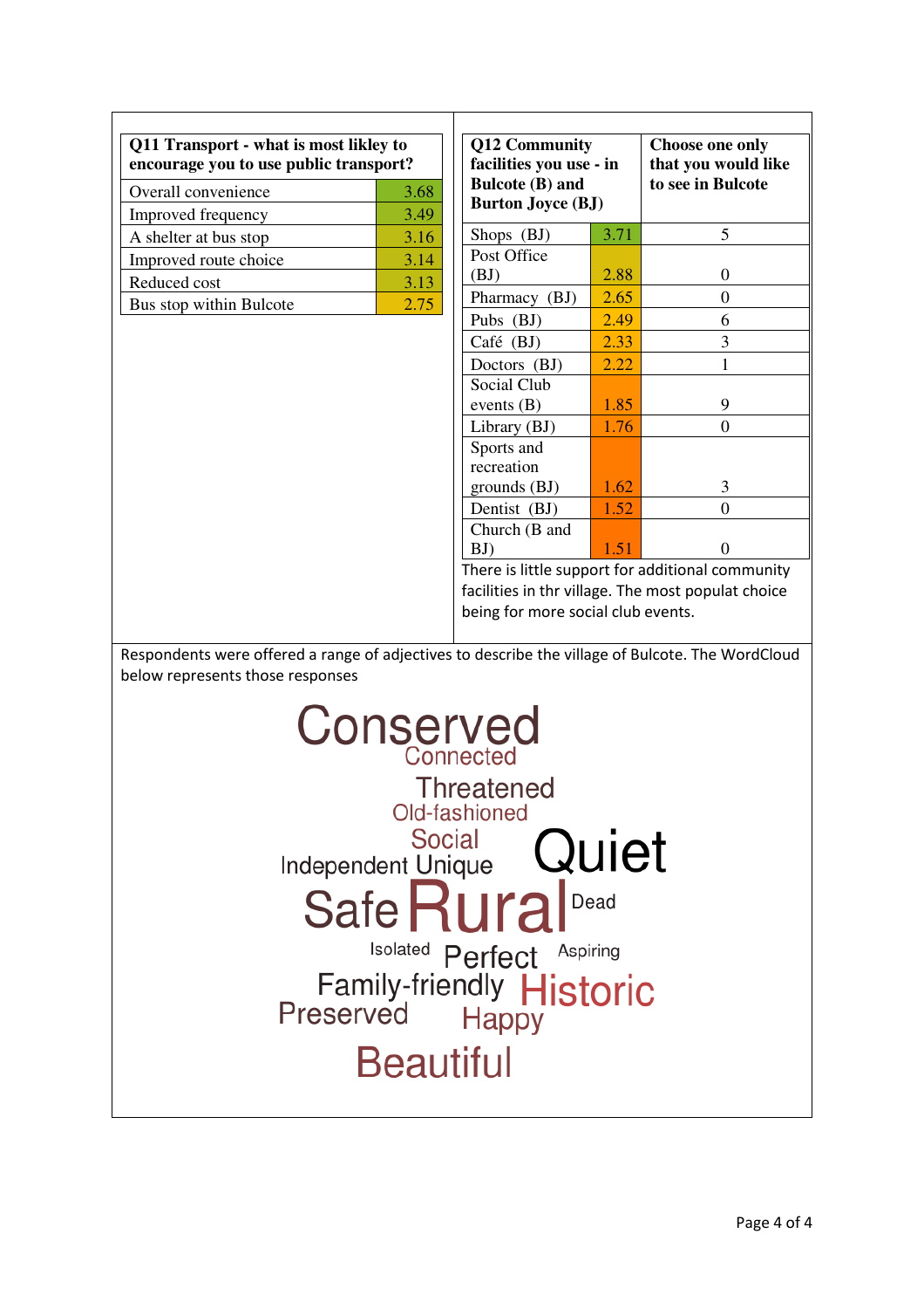| Q11 Transport - what is most likley to encourage you to use public transport? | |
|---|---|
| Overall convenience | 3.68 |
| Improved frequency | 3.49 |
| A shelter at bus stop | 3.16 |
| Improved route choice | 3.14 |
| Reduced cost | 3.13 |
| Bus stop within Bulcote | 2.75 |

| Q12 Community facilities you use - in Bulcote (B) and Burton Joyce (BJ) | | Choose one only that you would like to see in Bulcote |
|---|---|---|
| Shops (BJ) | 3.71 | 5 |
| Post Office (BJ) | 2.88 | 0 |
| Pharmacy (BJ) | 2.65 | 0 |
| Pubs (BJ) | 2.49 | 6 |
| Café (BJ) | 2.33 | 3 |
| Doctors (BJ) | 2.22 | 1 |
| Social Club events (B) | 1.85 | 9 |
| Library (BJ) | 1.76 | 0 |
| Sports and recreation grounds (BJ) | 1.62 | 3 |
| Dentist (BJ) | 1.52 | 0 |
| Church (B and BJ) | 1.51 | 0 |

There is little support for additional community facilities in thr village. The most populat choice being for more social club events.

Respondents were offered a range of adjectives to describe the village of Bulcote. The WordCloud below represents those responses

Conserved
Connected
Threatened
Old-fashioned
Social
Independent Unique
Quiet
Safe Rural Dead
Isolated Perfect Aspiring
Family-friendly Historic
Preserved Happy
Beautiful